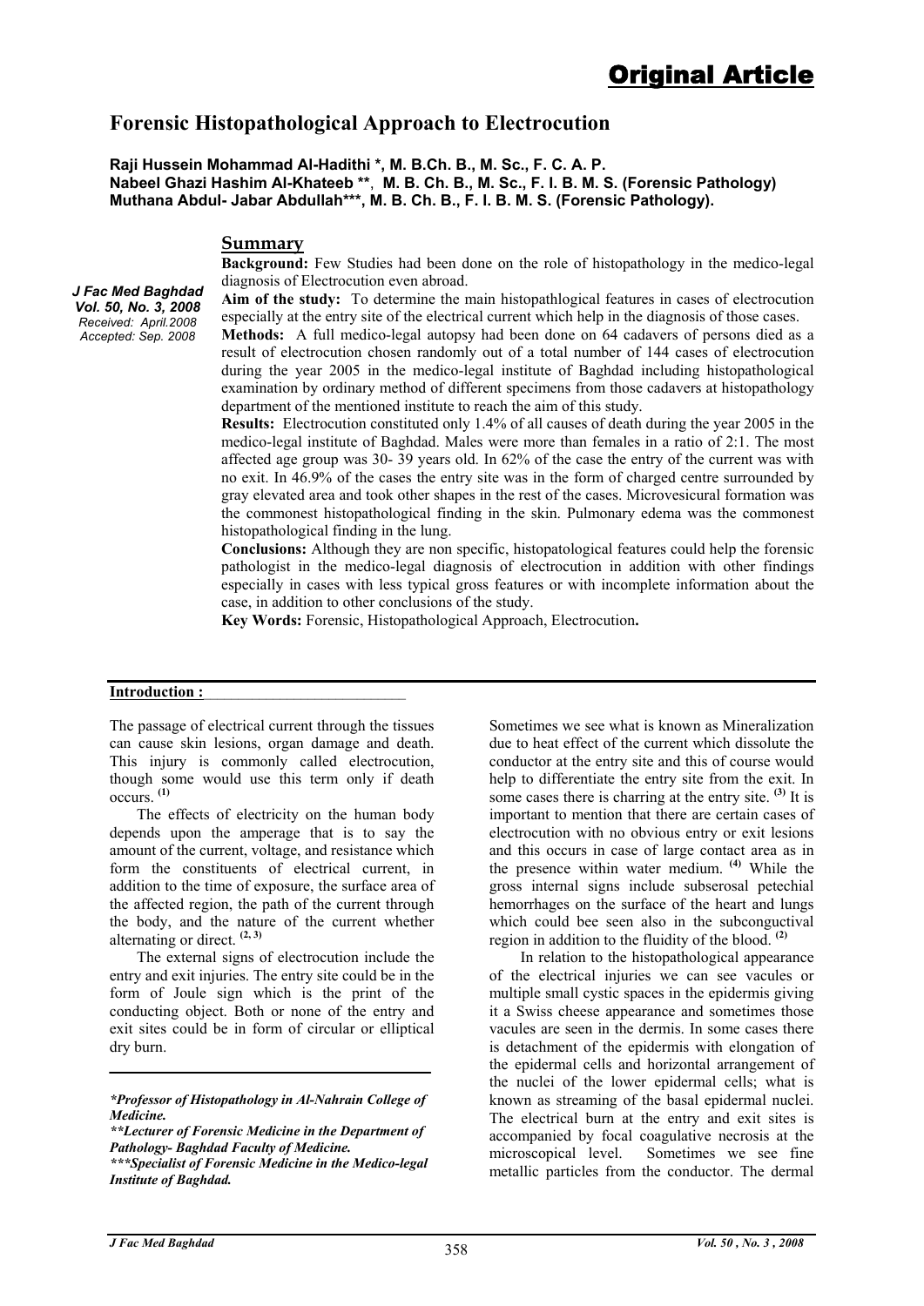# Original Article

## Forensic Histopathological Approach to Electrocution

**Raji Hussein Mohammad Al-Hadithi \*, M. B.Ch. B., M. Sc., F. C. A. P.**
**Nabeel Ghazi Hashim Al-Khateeb \*\*, M. B. Ch. B., M. Sc., F. I. B. M. S. (Forensic Pathology)**
**Muthana Abdul- Jabar Abdullah\*\*\*, M. B. Ch. B., F. I. B. M. S. (Forensic Pathology).**

***J Fac Med Baghdad***
***Vol. 50, No. 3, 2008***
*Received: April.2008*
*Accepted: Sep. 2008*

### Summary

**Background:** Few Studies had been done on the role of histopathology in the medico-legal diagnosis of Electrocution even abroad.

**Aim of the study:** To determine the main histopathlogical features in cases of electrocution especially at the entry site of the electrical current which help in the diagnosis of those cases.

**Methods:** A full medico-legal autopsy had been done on 64 cadavers of persons died as a result of electrocution chosen randomly out of a total number of 144 cases of electrocution during the year 2005 in the medico-legal institute of Baghdad including histopathological examination by ordinary method of different specimens from those cadavers at histopathology department of the mentioned institute to reach the aim of this study.

**Results:** Electrocution constituted only 1.4% of all causes of death during the year 2005 in the medico-legal institute of Baghdad. Males were more than females in a ratio of 2:1. The most affected age group was 30- 39 years old. In 62% of the case the entry of the current was with no exit. In 46.9% of the cases the entry site was in the form of charged centre surrounded by gray elevated area and took other shapes in the rest of the cases. Microvesicural formation was the commonest histopathological finding in the skin. Pulmonary edema was the commonest histopathological finding in the lung.

**Conclusions:** Although they are non specific, histopatological features could help the forensic pathologist in the medico-legal diagnosis of electrocution in addition with other findings especially in cases with less typical gross features or with incomplete information about the case, in addition to other conclusions of the study.

**Key Words:** Forensic, Histopathological Approach, Electrocution**.**

### Introduction :

The passage of electrical current through the tissues can cause skin lesions, organ damage and death. This injury is commonly called electrocution, though some would use this term only if death occurs. [1]

The effects of electricity on the human body depends upon the amperage that is to say the amount of the current, voltage, and resistance which form the constituents of electrical current, in addition to the time of exposure, the surface area of the affected region, the path of the current through the body, and the nature of the current whether alternating or direct. [2, 3]

The external signs of electrocution include the entry and exit injuries. The entry site could be in the form of Joule sign which is the print of the conducting object. Both or none of the entry and exit sites could be in form of circular or elliptical dry burn.

Sometimes we see what is known as Mineralization due to heat effect of the current which dissolute the conductor at the entry site and this of course would help to differentiate the entry site from the exit. In some cases there is charring at the entry site. [3] It is important to mention that there are certain cases of electrocution with no obvious entry or exit lesions and this occurs in case of large contact area as in the presence within water medium. [4] While the gross internal signs include subserosal petechial hemorrhages on the surface of the heart and lungs which could bee seen also in the subconguctival region in addition to the fluidity of the blood. [2]

In relation to the histopathological appearance of the electrical injuries we can see vacules or multiple small cystic spaces in the epidermis giving it a Swiss cheese appearance and sometimes those vacules are seen in the dermis. In some cases there is detachment of the epidermis with elongation of the epidermal cells and horizontal arrangement of the nuclei of the lower epidermal cells; what is known as streaming of the basal epidermal nuclei. The electrical burn at the entry and exit sites is accompanied by focal coagulative necrosis at the microscopical level. Sometimes we see fine metallic particles from the conductor. The dermal

---

*\*Professor of Histopathology in Al-Nahrain College of Medicine.*
*\*\*Lecturer of Forensic Medicine in the Department of Pathology- Baghdad Faculty of Medicine.*
*\*\*\*Specialist of Forensic Medicine in the Medico-legal Institute of Baghdad.*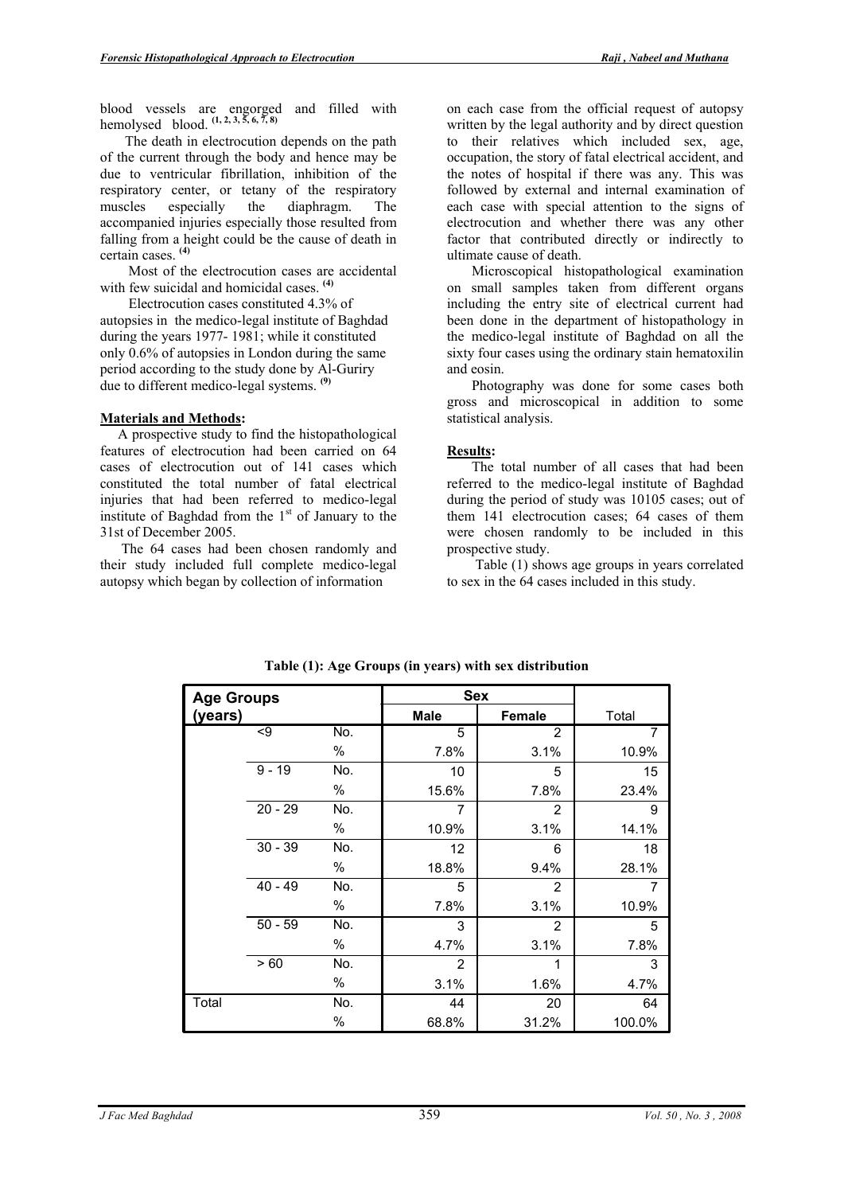blood vessels are engorged and filled with hemolysed blood. [1, 2, 3, 5, 6, 7, 8]

The death in electrocution depends on the path of the current through the body and hence may be due to ventricular fibrillation, inhibition of the respiratory center, or tetany of the respiratory muscles especially the diaphragm. The accompanied injuries especially those resulted from falling from a height could be the cause of death in certain cases. [4]

Most of the electrocution cases are accidental with few suicidal and homicidal cases. [4]

Electrocution cases constituted 4.3% of autopsies in the medico-legal institute of Baghdad during the years 1977- 1981; while it constituted only 0.6% of autopsies in London during the same period according to the study done by Al-Guriry due to different medico-legal systems. [9]

## Materials and Methods:

A prospective study to find the histopathological features of electrocution had been carried on 64 cases of electrocution out of 141 cases which constituted the total number of fatal electrical injuries that had been referred to medico-legal institute of Baghdad from the 1st of January to the 31st of December 2005.

The 64 cases had been chosen randomly and their study included full complete medico-legal autopsy which began by collection of information on each case from the official request of autopsy written by the legal authority and by direct question to their relatives which included sex, age, occupation, the story of fatal electrical accident, and the notes of hospital if there was any. This was followed by external and internal examination of each case with special attention to the signs of electrocution and whether there was any other factor that contributed directly or indirectly to ultimate cause of death.

Microscopical histopathological examination on small samples taken from different organs including the entry site of electrical current had been done in the department of histopathology in the medico-legal institute of Baghdad on all the sixty four cases using the ordinary stain hematoxilin and eosin.

Photography was done for some cases both gross and microscopical in addition to some statistical analysis.

## Results:

The total number of all cases that had been referred to the medico-legal institute of Baghdad during the period of study was 10105 cases; out of them 141 electrocution cases; 64 cases of them were chosen randomly to be included in this prospective study.

Table (1) shows age groups in years correlated to sex in the 64 cases included in this study.

**Table (1): Age Groups (in years) with sex distribution**

| Age Groups (years) | | | Sex | | |
|---|---|---|---|---|---|
| | | | Male | Female | Total |
| | <9 | No. | 5 | 2 | 7 |
| | | % | 7.8% | 3.1% | 10.9% |
| | 9 - 19 | No. | 10 | 5 | 15 |
| | | % | 15.6% | 7.8% | 23.4% |
| | 20 - 29 | No. | 7 | 2 | 9 |
| | | % | 10.9% | 3.1% | 14.1% |
| | 30 - 39 | No. | 12 | 6 | 18 |
| | | % | 18.8% | 9.4% | 28.1% |
| | 40 - 49 | No. | 5 | 2 | 7 |
| | | % | 7.8% | 3.1% | 10.9% |
| | 50 - 59 | No. | 3 | 2 | 5 |
| | | % | 4.7% | 3.1% | 7.8% |
| | > 60 | No. | 2 | 1 | 3 |
| | | % | 3.1% | 1.6% | 4.7% |
| Total | | No. | 44 | 20 | 64 |
| | | % | 68.8% | 31.2% | 100.0% |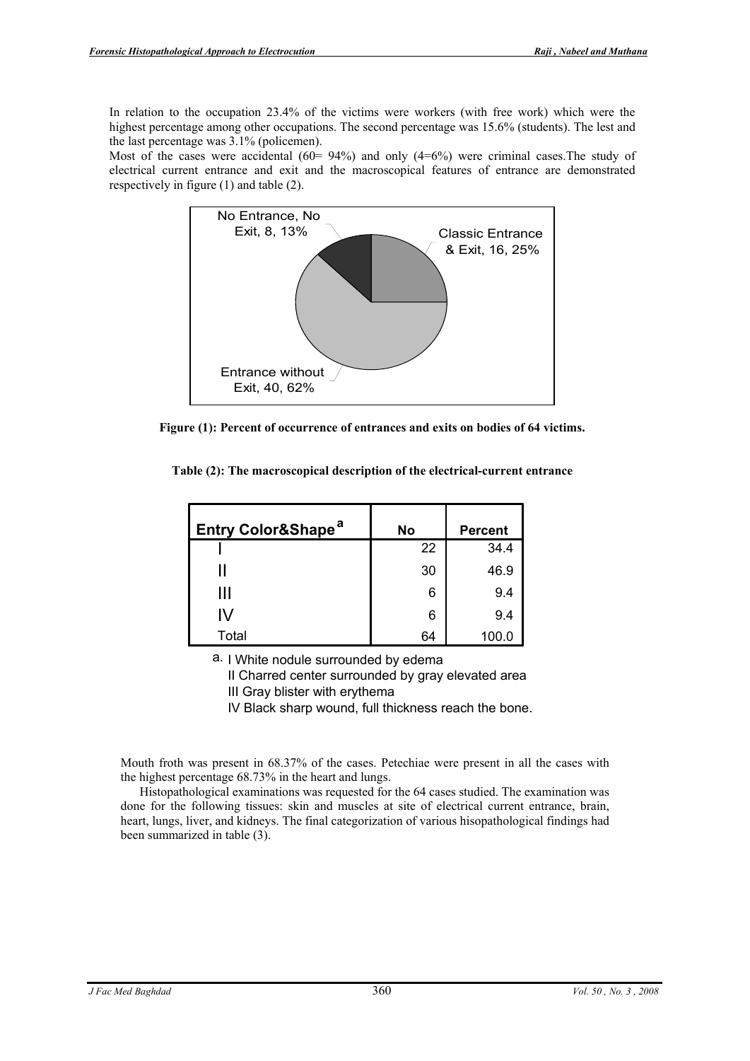In relation to the occupation 23.4% of the victims were workers (with free work) which were the highest percentage among other occupations. The second percentage was 15.6% (students). The lest and the last percentage was 3.1% (policemen).

Most of the cases were accidental (60= 94%) and only (4=6%) were criminal cases.The study of electrical current entrance and exit and the macroscopical features of entrance are demonstrated respectively in figure (1) and table (2).

No Entrance, No Exit, 8, 13%

Classic Entrance & Exit, 16, 25%

Entrance without Exit, 40, 62%

**Figure (1): Percent of occurrence of entrances and exits on bodies of 64 victims.**

**Table (2): The macroscopical description of the electrical-current entrance**

| Entry Color&Shape [a] | No | Percent |
|---|---|---|
| I | 22 | 34.4 |
| II | 30 | 46.9 |
| III | 6 | 9.4 |
| IV | 6 | 9.4 |
| Total | 64 | 100.0 |

a. I White nodule surrounded by edema
II Charred center surrounded by gray elevated area
III Gray blister with erythema
IV Black sharp wound, full thickness reach the bone.

Mouth froth was present in 68.37% of the cases. Petechiae were present in all the cases with the highest percentage 68.73% in the heart and lungs.

Histopathological examinations was requested for the 64 cases studied. The examination was done for the following tissues: skin and muscles at site of electrical current entrance, brain, heart, lungs, liver, and kidneys. The final categorization of various hisopathological findings had been summarized in table (3).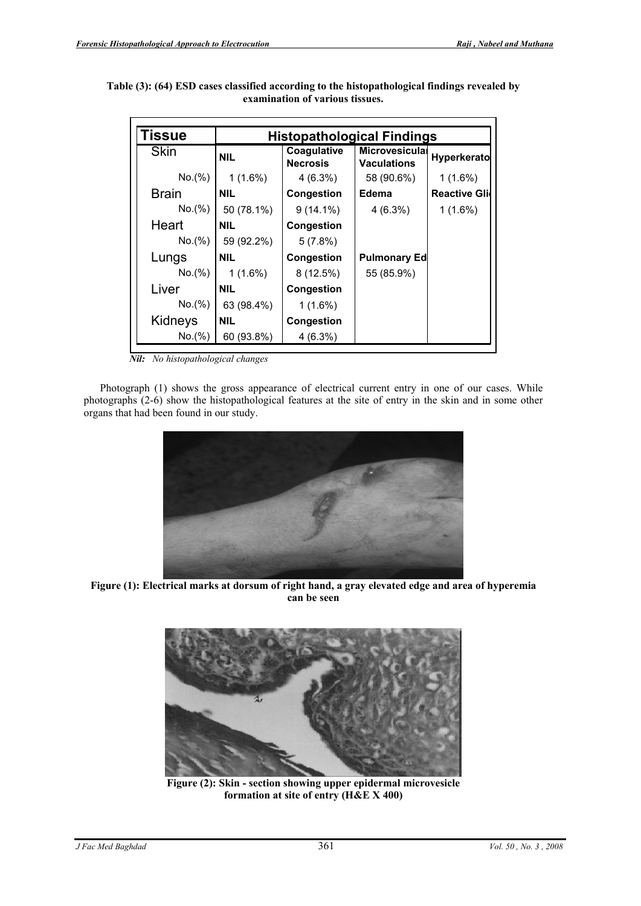**Table (3): (64) ESD cases classified according to the histopathological findings revealed by examination of various tissues.**

| Tissue | Histopathological Findings | | | |
|---|---|---|---|---|
| Skin | **NIL** | **Coagulative Necrosis** | **Microvesicular Vaculations** | **Hyperkerato** |
| No.(%) | 1 (1.6%) | 4 (6.3%) | 58 (90.6%) | 1 (1.6%) |
| Brain | **NIL** | **Congestion** | **Edema** | **Reactive Gli** |
| No.(%) | 50 (78.1%) | 9 (14.1%) | 4 (6.3%) | 1 (1.6%) |
| Heart | **NIL** | **Congestion** | | |
| No.(%) | 59 (92.2%) | 5 (7.8%) | | |
| Lungs | **NIL** | **Congestion** | **Pulmonary Ed** | |
| No.(%) | 1 (1.6%) | 8 (12.5%) | 55 (85.9%) | |
| Liver | **NIL** | **Congestion** | | |
| No.(%) | 63 (98.4%) | 1 (1.6%) | | |
| Kidneys | **NIL** | **Congestion** | | |
| No.(%) | 60 (93.8%) | 4 (6.3%) | | |

***Nil:*** *No histopathological changes*

Photograph (1) shows the gross appearance of electrical current entry in one of our cases. While photographs (2-6) show the histopathological features at the site of entry in the skin and in some other organs that had been found in our study.

**Figure (1): Electrical marks at dorsum of right hand, a gray elevated edge and area of hyperemia can be seen**

**Figure (2): Skin - section showing upper epidermal microvesicle formation at site of entry (H&E X 400)**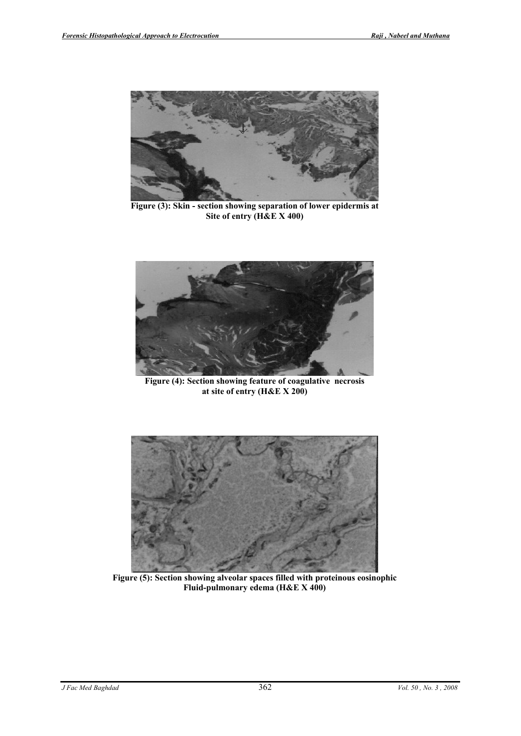Figure (3): Skin - section showing separation of lower epidermis at Site of entry (H&E X 400)

Figure (4): Section showing feature of coagulative necrosis at site of entry (H&E X 200)

Figure (5): Section showing alveolar spaces filled with proteinous eosinophic Fluid-pulmonary edema (H&E X 400)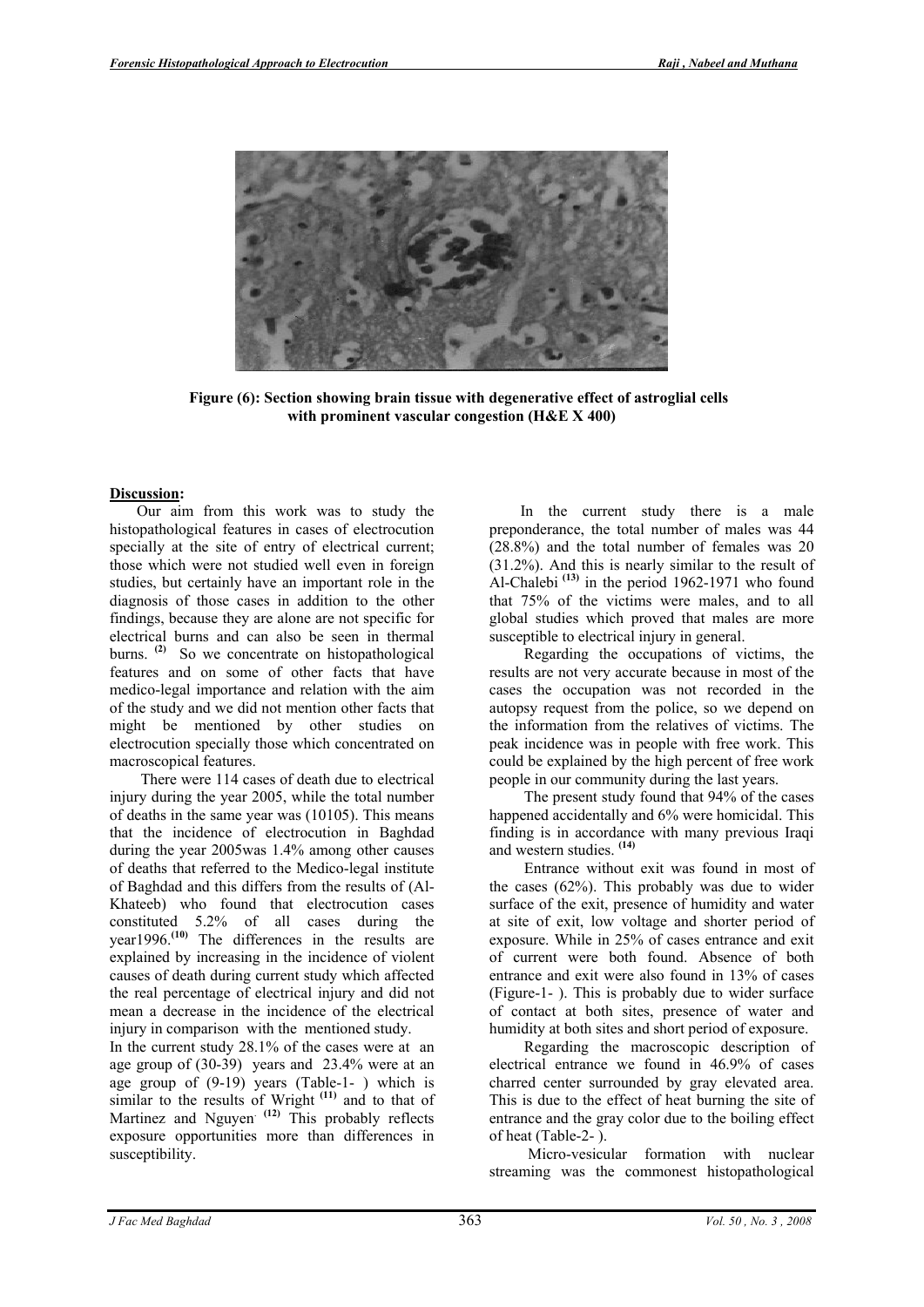Figure (6): Section showing brain tissue with degenerative effect of astroglial cells with prominent vascular congestion (H&E X 400)

## Discussion:

Our aim from this work was to study the histopathological features in cases of electrocution specially at the site of entry of electrical current; those which were not studied well even in foreign studies, but certainly have an important role in the diagnosis of those cases in addition to the other findings, because they are alone are not specific for electrical burns and can also be seen in thermal burns. [2] So we concentrate on histopathological features and on some of other facts that have medico-legal importance and relation with the aim of the study and we did not mention other facts that might be mentioned by other studies on electrocution specially those which concentrated on macroscopical features.

There were 114 cases of death due to electrical injury during the year 2005, while the total number of deaths in the same year was (10105). This means that the incidence of electrocution in Baghdad during the year 2005was 1.4% among other causes of deaths that referred to the Medico-legal institute of Baghdad and this differs from the results of (Al-Khateeb) who found that electrocution cases constituted 5.2% of all cases during the year1996.[10] The differences in the results are explained by increasing in the incidence of violent causes of death during current study which affected the real percentage of electrical injury and did not mean a decrease in the incidence of the electrical injury in comparison with the mentioned study.

In the current study 28.1% of the cases were at an age group of (30-39) years and 23.4% were at an age group of (9-19) years (Table-1- ) which is similar to the results of Wright [11] and to that of Martinez and Nguyen [12] This probably reflects exposure opportunities more than differences in susceptibility.

In the current study there is a male preponderance, the total number of males was 44 (28.8%) and the total number of females was 20 (31.2%). And this is nearly similar to the result of Al-Chalebi [13] in the period 1962-1971 who found that 75% of the victims were males, and to all global studies which proved that males are more susceptible to electrical injury in general.

Regarding the occupations of victims, the results are not very accurate because in most of the cases the occupation was not recorded in the autopsy request from the police, so we depend on the information from the relatives of victims. The peak incidence was in people with free work. This could be explained by the high percent of free work people in our community during the last years.

The present study found that 94% of the cases happened accidentally and 6% were homicidal. This finding is in accordance with many previous Iraqi and western studies. [14]

Entrance without exit was found in most of the cases (62%). This probably was due to wider surface of the exit, presence of humidity and water at site of exit, low voltage and shorter period of exposure. While in 25% of cases entrance and exit of current were both found. Absence of both entrance and exit were also found in 13% of cases (Figure-1- ). This is probably due to wider surface of contact at both sites, presence of water and humidity at both sites and short period of exposure.

Regarding the macroscopic description of electrical entrance we found in 46.9% of cases charred center surrounded by gray elevated area. This is due to the effect of heat burning the site of entrance and the gray color due to the boiling effect of heat (Table-2- ).

Micro-vesicular formation with nuclear streaming was the commonest histopathological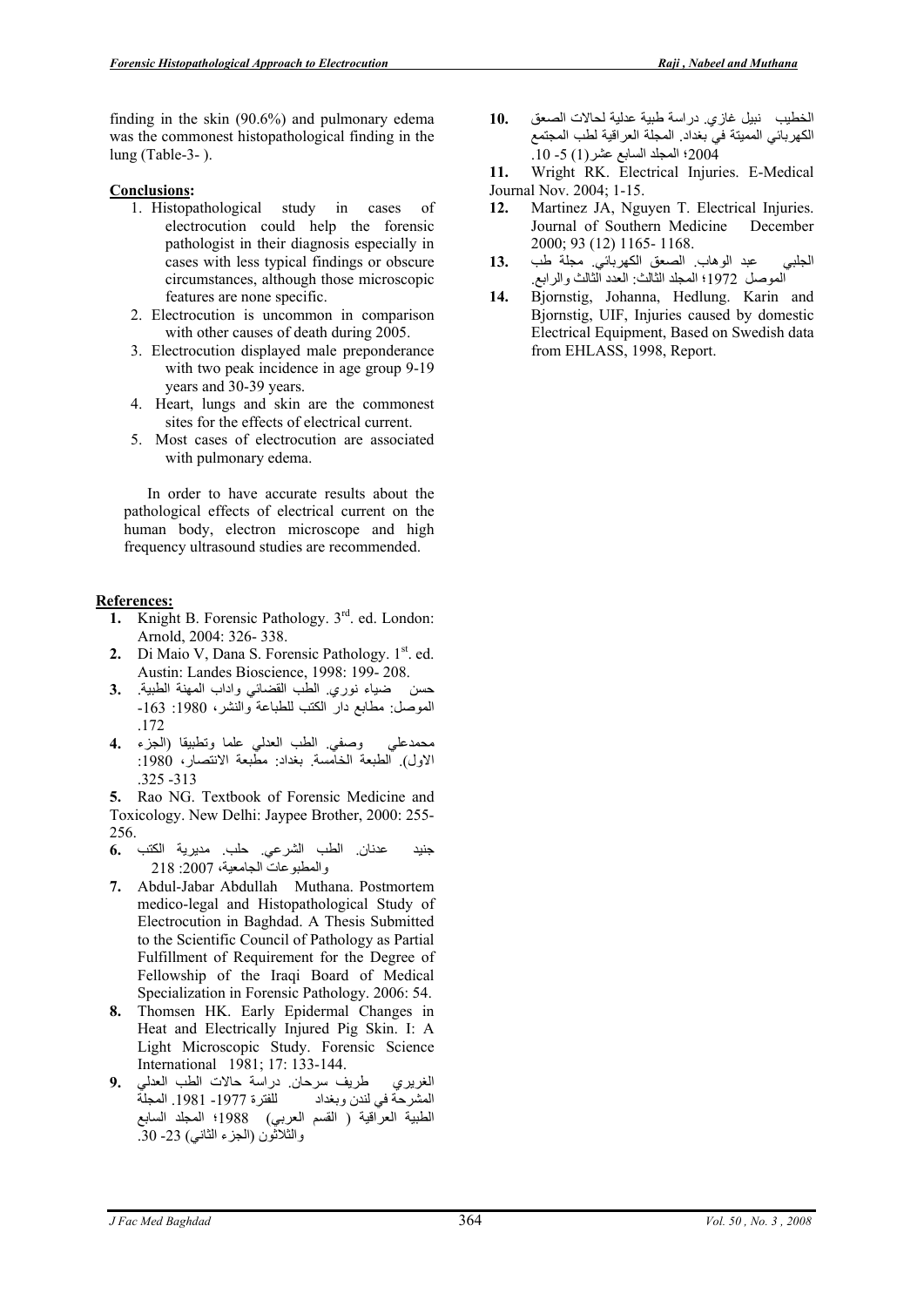finding in the skin (90.6%) and pulmonary edema was the commonest histopathological finding in the lung (Table-3- ).

**Conclusions:**

1. Histopathological study in cases of electrocution could help the forensic pathologist in their diagnosis especially in cases with less typical findings or obscure circumstances, although those microscopic features are none specific.
2. Electrocution is uncommon in comparison with other causes of death during 2005.
3. Electrocution displayed male preponderance with two peak incidence in age group 9-19 years and 30-39 years.
4. Heart, lungs and skin are the commonest sites for the effects of electrical current.
5. Most cases of electrocution are associated with pulmonary edema.

In order to have accurate results about the pathological effects of electrical current on the human body, electron microscope and high frequency ultrasound studies are recommended.

**References:**

1. Knight B. Forensic Pathology. 3rd. ed. London: Arnold, 2004: 326- 338.
2. Di Maio V, Dana S. Forensic Pathology. 1st. ed. Austin: Landes Bioscience, 1998: 199- 208.
3. حسن ضياء نوري. الطب القضائي واداب المهنة الطبية. الموصل: مطابع دار الكتب للطباعة والنشر، 1980: 163- 172.
4. محمدعلي وصفي. الطب العدلي علما وتطبيقا (الجزء الاول). الطبعة الخامسة. بغداد: مطبعة الانتصار، 1980: 313- 325.
5. Rao NG. Textbook of Forensic Medicine and Toxicology. New Delhi: Jaypee Brother, 2000: 255-256.
6. جنيد عدنان. الطب الشرعي. حلب. مديرية الكتب والمطبوعات الجامعية، 2007: 218
7. Abdul-Jabar Abdullah Muthana. Postmortem medico-legal and Histopathological Study of Electrocution in Baghdad. A Thesis Submitted to the Scientific Council of Pathology as Partial Fulfillment of Requirement for the Degree of Fellowship of the Iraqi Board of Medical Specialization in Forensic Pathology. 2006: 54.
8. Thomsen HK. Early Epidermal Changes in Heat and Electrically Injured Pig Skin. I: A Light Microscopic Study. Forensic Science International 1981; 17: 133-144.
9. الغريري طريف سرحان. دراسة حالات الطب العدلي المشرحة في لندن وبغداد للفترة 1977- 1981. المجلة الطبية العراقية ( القسم العربي) 1988؛ المجلد السابع والثلاثون (الجزء الثاني) 23- 30.
10. الخطيب نبيل غازي. دراسة طبية عدلية لحالات الصعق الكهربائي المميتة في بغداد. المجلة العراقية لطب المجتمع 2004؛ المجلد السابع عشر(1) 5- 10.
11. Wright RK. Electrical Injuries. E-Medical Journal Nov. 2004; 1-15.
12. Martinez JA, Nguyen T. Electrical Injuries. Journal of Southern Medicine December 2000; 93 (12) 1165- 1168.
13. الجلبي عبد الوهاب. الصعق الكهربائي. مجلة طب الموصل 1972؛ المجلد الثالث: العدد الثالث والرابع.
14. Bjornstig, Johanna, Hedlung. Karin and Bjornstig, UIF, Injuries caused by domestic Electrical Equipment, Based on Swedish data from EHLASS, 1998, Report.